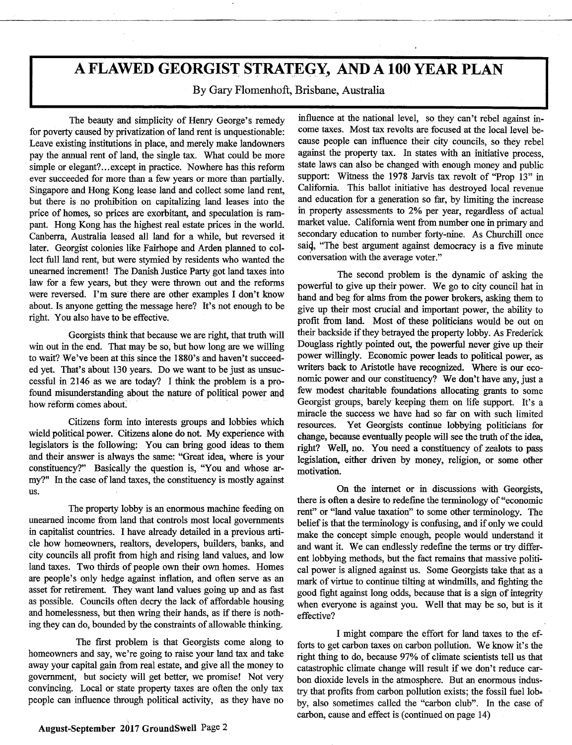# A FLAWED GEORGIST STRATEGY, AND A 100 YEAR PLAN

By Gary Flomenhoft, Brisbane, Australia

The beauty and simplicity of Henry George's remedy for poverty caused by privatization of land rent is unquestionable: Leave existing institutions in place, and merely make landowners pay the annual rent of land, the single tax. What could be more simple or elegant?...except in practice. Nowhere has this reform ever succeeded for more than a few years or more than partially. Singapore and Hong Kong lease land and collect some land rent, but there is no prohibition on capitalizing land leases into the price of homes, so prices are exorbitant, and speculation is rampant. Hong Kong has the highest real estate prices in the world. Canberra, Australia leased all land for a while, but reversed it later. Georgist colonies like Fairhope and Arden planned to collect full land rent, but were stymied by residents who wanted the unearned increment! The Danish Justice Party got land taxes into law for a few years, but they were thrown out and the reforms were reversed. I'm sure there are other examples I don't know about. Is anyone getting the message here? It's not enough to be right. You also have to be effective.

Georgists think that because we are right, that truth will win out in the end. That may be so, but how long are we willing to wait? We've been at this since the 1880's and haven't succeeded yet. That's about 130 years. Do we want to be just as unsuccessful in 2146 as we are today? I think the problem is a profound misunderstanding about the nature of political power and how reform comes about.

Citizens form into interests groups and lobbies which wield political power. Citizens alone do not. My experience with legislators is the following: You can bring good ideas to them and their answer is always the same: "Great idea, where is your constituency?" Basically the question is, "You and whose army?" In the case of land taxes, the constituency is mostly against us.

The property lobby is an enormous machine feeding on unearned income from land that controls most local governments in capitalist countries. I have already detailed in a previous article how homeowners, realtors, developers, builders, banks, and city councils all profit from high and rising land values, and low land taxes. Two thirds of people own their own homes. Homes are people's only hedge against inflation, and often serve as an asset for retirement. They want land values going up and as fast as possible. Councils often decry the lack of affordable housing and homelessness, but then wring their hands, as if there is nothing they can do, bounded by the constraints of allowable thinking.

The first problem is that Georgists come along to homeowners and say, we're going to raise your land tax and take away your capital gain from real estate, and give all the money to government, but society will get better, we promise! Not very convincing. Local or state property taxes are often the only tax people can influence through political activity, as they have no influence at the national level, so they can't rebel against income taxes. Most tax revolts are focused at the local level because people can influence their city councils, so they rebel against the property tax. In states with an initiative process, state laws can also be changed with enough money and public support: Witness the 1978 Jarvis tax revolt of "Prop 13" in California. This ballot initiative has destroyed local revenue and education for a generation so far, by limiting the increase in property assessments to 2% per year, regardless of actual market value. California went from number one in primary and secondary education to number forty-nine. As Churchill once said, "The best argument against democracy is a five minute conversation with the average voter."

The second problem is the dynamic of asking the powerful to give up their power. We go to city council hat in hand and beg for alms from the power brokers, asking them to give up their most crucial and important power, the ability to profit from land. Most of these politicians would be out on their backside if they betrayed the property lobby. As Frederick Douglass rightly pointed out, the powerful never give up their power willingly. Economic power leads to political power, as writers back to Aristotle have recognized. Where is our economic power and our constituency? We don't have any, just a few modest charitable foundations allocating grants to some Georgist groups, barely keeping them on life support. It's a miracle the success we have had so far on with such limited resources. Yet Georgists continue lobbying politicians for change, because eventually people will see the truth of the idea, right? Well, no. You need a constituency of zealots to pass legislation, either driven by money, religion, or some other motivation.

On the internet or in discussions with Georgists, there is often a desire to redefine the terminology of "economic rent" or "land value taxation" to some other terminology. The belief is that the terminology is confusing, and if only we could make the concept simple enough, people would understand it and want it. We can endlessly redefine the terms or try different lobbying methods, but the fact remains that massive political power is aligned against us. Some Georgists take that as a mark of virtue to continue tilting at windmills, and fighting the good fight against long odds, because that is a sign of integrity when everyone is against you. Well that may be so, but is it effective?

I might compare the effort for land taxes to the efforts to get carbon taxes on carbon pollution. We know it's the right thing to do, because 97% of climate scientists tell us that catastrophic climate change will result if we don't reduce carbon dioxide levels in the atmosphere. But an enormous industry that profits from carbon pollution exists; the fossil fuel lobby, also sometimes called the "carbon club". In the case of carbon, cause and effect is (continued on page 14)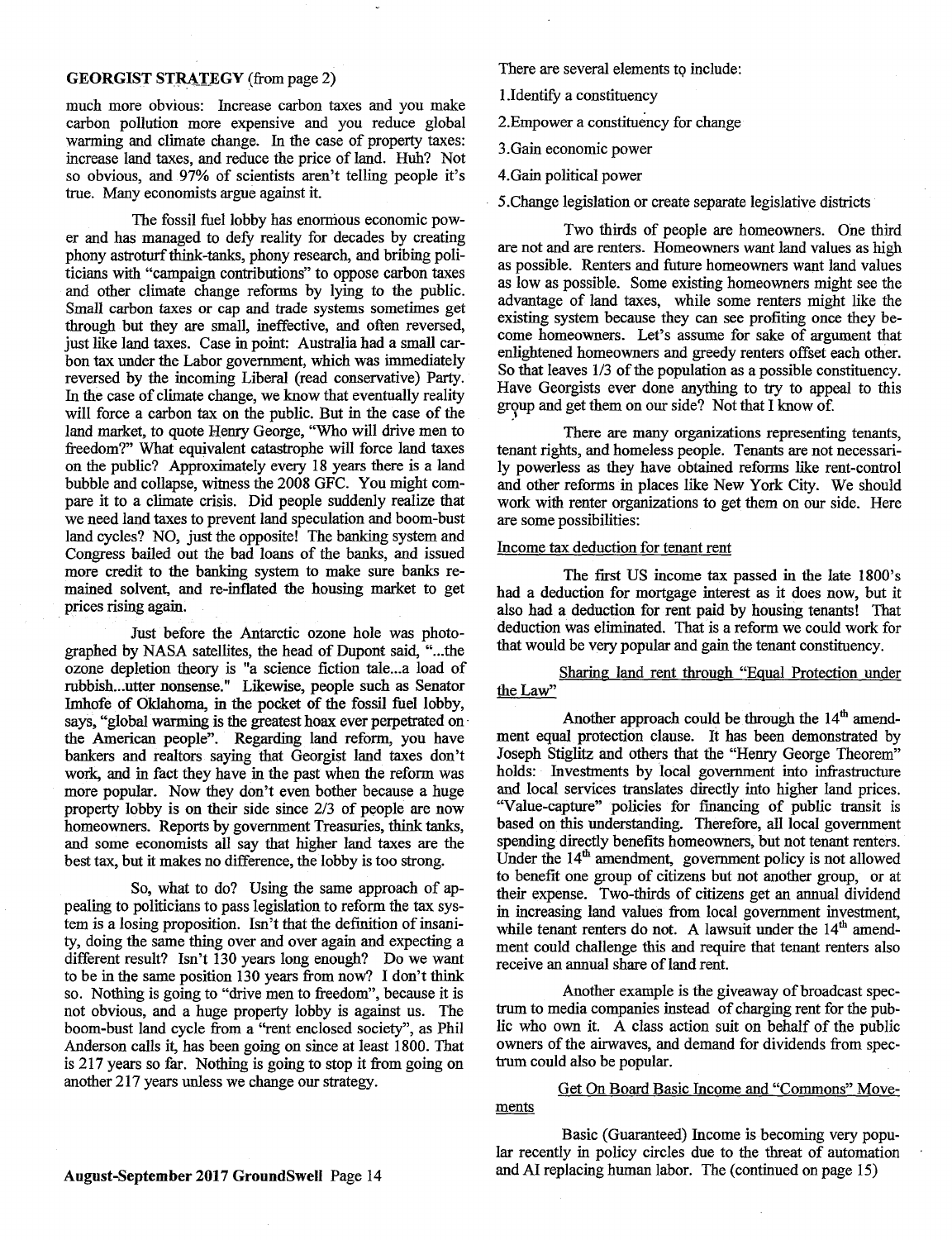**GEORGIST STRATEGY** (from page 2)

much more obvious: Increase carbon taxes and you make carbon pollution more expensive and you reduce global warming and climate change. In the case of property taxes: increase land taxes, and reduce the price of land. Huh? Not so obvious, and 97% of scientists aren't telling people it's true. Many economists argue against it.

The fossil fuel lobby has enormous economic power and has managed to defy reality for decades by creating phony astroturf think-tanks, phony research, and bribing politicians with "campaign contributions" to oppose carbon taxes and other climate change reforms by lying to the public. Small carbon taxes or cap and trade systems sometimes get through but they are small, ineffective, and often reversed, just like land taxes. Case in point: Australia had a small carbon tax under the Labor government, which was immediately reversed by the incoming Liberal (read conservative) Party. In the case of climate change, we know that eventually reality will force a carbon tax on the public. But in the case of the land market, to quote Henry George, "Who will drive men to freedom?" What equivalent catastrophe will force land taxes on the public? Approximately every 18 years there is a land bubble and collapse, witness the 2008 GFC. You might compare it to a climate crisis. Did people suddenly realize that we need land taxes to prevent land speculation and boom-bust land cycles? NO, just the opposite! The banking system and Congress bailed out the bad loans of the banks, and issued more credit to the banking system to make sure banks remained solvent, and re-inflated the housing market to get prices rising again.

Just before the Antarctic ozone hole was photographed by NASA satellites, the head of Dupont said, "...the ozone depletion theory is "a science fiction tale...a load of rubbish...utter nonsense." Likewise, people such as Senator Imhofe of Oklahoma, in the pocket of the fossil fuel lobby, says, "global warming is the greatest hoax ever perpetrated on the American people". Regarding land reform, you have bankers and realtors saying that Georgist land taxes don't work, and in fact they have in the past when the reform was more popular. Now they don't even bother because a huge property lobby is on their side since 2/3 of people are now homeowners. Reports by government Treasuries, think tanks, and some economists all say that higher land taxes are the best tax, but it makes no difference, the lobby is too strong.

So, what to do? Using the same approach of appealing to politicians to pass legislation to reform the tax system is a losing proposition. Isn't that the definition of insanity, doing the same thing over and over again and expecting a different result? Isn't 130 years long enough? Do we want to be in the same position 130 years from now? I don't think so. Nothing is going to "drive men to freedom", because it is not obvious, and a huge property lobby is against us. The boom-bust land cycle from a "rent enclosed society", as Phil Anderson calls it, has been going on since at least 1800. That is 217 years so far. Nothing is going to stop it from going on another 217 years unless we change our strategy.

There are several elements to include:

1. Identify a constituency
2. Empower a constituency for change
3. Gain economic power
4. Gain political power
5. Change legislation or create separate legislative districts

Two thirds of people are homeowners. One third are not and are renters. Homeowners want land values as high as possible. Renters and future homeowners want land values as low as possible. Some existing homeowners might see the advantage of land taxes, while some renters might like the existing system because they can see profiting once they become homeowners. Let's assume for sake of argument that enlightened homeowners and greedy renters offset each other. So that leaves 1/3 of the population as a possible constituency. Have Georgists ever done anything to try to appeal to this group and get them on our side? Not that I know of.

There are many organizations representing tenants, tenant rights, and homeless people. Tenants are not necessarily powerless as they have obtained reforms like rent-control and other reforms in places like New York City. We should work with renter organizations to get them on our side. Here are some possibilities:

Income tax deduction for tenant rent

The first US income tax passed in the late 1800's had a deduction for mortgage interest as it does now, but it also had a deduction for rent paid by housing tenants! That deduction was eliminated. That is a reform we could work for that would be very popular and gain the tenant constituency.

Sharing land rent through "Equal Protection under the Law"

Another approach could be through the 14th amendment equal protection clause. It has been demonstrated by Joseph Stiglitz and others that the "Henry George Theorem" holds: Investments by local government into infrastructure and local services translates directly into higher land prices. "Value-capture" policies for financing of public transit is based on this understanding. Therefore, all local government spending directly benefits homeowners, but not tenant renters. Under the 14th amendment, government policy is not allowed to benefit one group of citizens but not another group, or at their expense. Two-thirds of citizens get an annual dividend in increasing land values from local government investment, while tenant renters do not. A lawsuit under the 14th amendment could challenge this and require that tenant renters also receive an annual share of land rent.

Another example is the giveaway of broadcast spectrum to media companies instead of charging rent for the public who own it. A class action suit on behalf of the public owners of the airwaves, and demand for dividends from spectrum could also be popular.

Get On Board Basic Income and "Commons" Movements

Basic (Guaranteed) Income is becoming very popular recently in policy circles due to the threat of automation and AI replacing human labor. The (continued on page 15)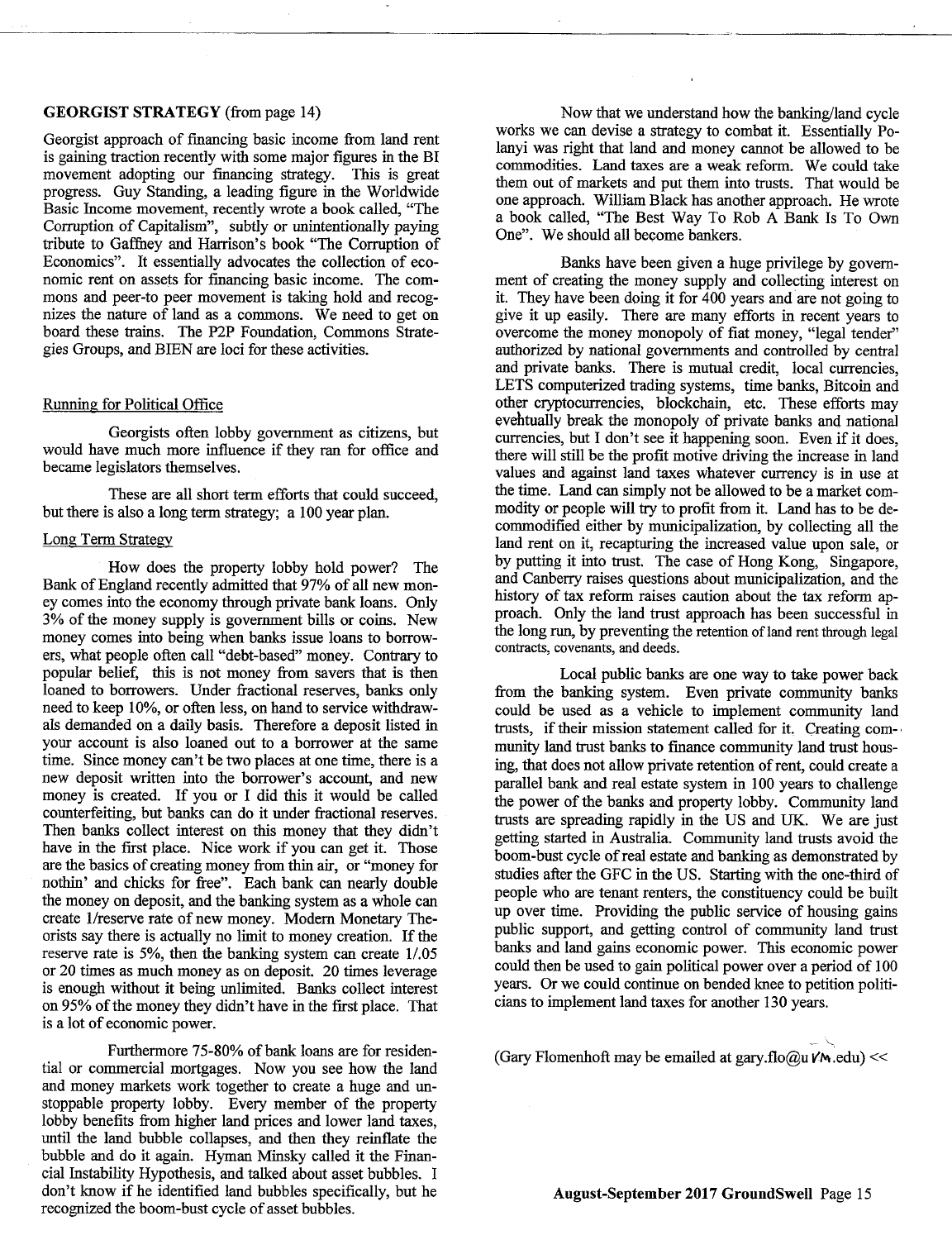**GEORGIST STRATEGY** (from page 14)

Georgist approach of financing basic income from land rent is gaining traction recently with some major figures in the BI movement adopting our financing strategy. This is great progress. Guy Standing, a leading figure in the Worldwide Basic Income movement, recently wrote a book called, "The Corruption of Capitalism", subtly or unintentionally paying tribute to Gaffney and Harrison's book "The Corruption of Economics". It essentially advocates the collection of economic rent on assets for financing basic income. The commons and peer-to peer movement is taking hold and recognizes the nature of land as a commons. We need to get on board these trains. The P2P Foundation, Commons Strategies Groups, and BIEN are loci for these activities.

## Running for Political Office

Georgists often lobby government as citizens, but would have much more influence if they ran for office and became legislators themselves.

These are all short term efforts that could succeed, but there is also a long term strategy; a 100 year plan.

## Long Term Strategy

How does the property lobby hold power? The Bank of England recently admitted that 97% of all new money comes into the economy through private bank loans. Only 3% of the money supply is government bills or coins. New money comes into being when banks issue loans to borrowers, what people often call "debt-based" money. Contrary to popular belief, this is not money from savers that is then loaned to borrowers. Under fractional reserves, banks only need to keep 10%, or often less, on hand to service withdrawals demanded on a daily basis. Therefore a deposit listed in your account is also loaned out to a borrower at the same time. Since money can't be two places at one time, there is a new deposit written into the borrower's account, and new money is created. If you or I did this it would be called counterfeiting, but banks can do it under fractional reserves. Then banks collect interest on this money that they didn't have in the first place. Nice work if you can get it. Those are the basics of creating money from thin air, or "money for nothin' and chicks for free". Each bank can nearly double the money on deposit, and the banking system as a whole can create 1/reserve rate of new money. Modern Monetary Theorists say there is actually no limit to money creation. If the reserve rate is 5%, then the banking system can create 1/.05 or 20 times as much money as on deposit. 20 times leverage is enough without it being unlimited. Banks collect interest on 95% of the money they didn't have in the first place. That is a lot of economic power.

Furthermore 75-80% of bank loans are for residential or commercial mortgages. Now you see how the land and money markets work together to create a huge and unstoppable property lobby. Every member of the property lobby benefits from higher land prices and lower land taxes, until the land bubble collapses, and then they reinflate the bubble and do it again. Hyman Minsky called it the Financial Instability Hypothesis, and talked about asset bubbles. I don't know if he identified land bubbles specifically, but he recognized the boom-bust cycle of asset bubbles.

Now that we understand how the banking/land cycle works we can devise a strategy to combat it. Essentially Polanyi was right that land and money cannot be allowed to be commodities. Land taxes are a weak reform. We could take them out of markets and put them into trusts. That would be one approach. William Black has another approach. He wrote a book called, "The Best Way To Rob A Bank Is To Own One". We should all become bankers.

Banks have been given a huge privilege by government of creating the money supply and collecting interest on it. They have been doing it for 400 years and are not going to give it up easily. There are many efforts in recent years to overcome the money monopoly of fiat money, "legal tender" authorized by national governments and controlled by central and private banks. There is mutual credit, local currencies, LETS computerized trading systems, time banks, Bitcoin and other cryptocurrencies, blockchain, etc. These efforts may eventually break the monopoly of private banks and national currencies, but I don't see it happening soon. Even if it does, there will still be the profit motive driving the increase in land values and against land taxes whatever currency is in use at the time. Land can simply not be allowed to be a market commodity or people will try to profit from it. Land has to be decommodified either by municipalization, by collecting all the land rent on it, recapturing the increased value upon sale, or by putting it into trust. The case of Hong Kong, Singapore, and Canberry raises questions about municipalization, and the history of tax reform raises caution about the tax reform approach. Only the land trust approach has been successful in the long run, by preventing the retention of land rent through legal contracts, covenants, and deeds.

Local public banks are one way to take power back from the banking system. Even private community banks could be used as a vehicle to implement community land trusts, if their mission statement called for it. Creating community land trust banks to finance community land trust housing, that does not allow private retention of rent, could create a parallel bank and real estate system in 100 years to challenge the power of the banks and property lobby. Community land trusts are spreading rapidly in the US and UK. We are just getting started in Australia. Community land trusts avoid the boom-bust cycle of real estate and banking as demonstrated by studies after the GFC in the US. Starting with the one-third of people who are tenant renters, the constituency could be built up over time. Providing the public service of housing gains public support, and getting control of community land trust banks and land gains economic power. This economic power could then be used to gain political power over a period of 100 years. Or we could continue on bended knee to petition politicians to implement land taxes for another 130 years.

(Gary Flomenhoft may be emailed at gary.flo@uvm.edu) <<